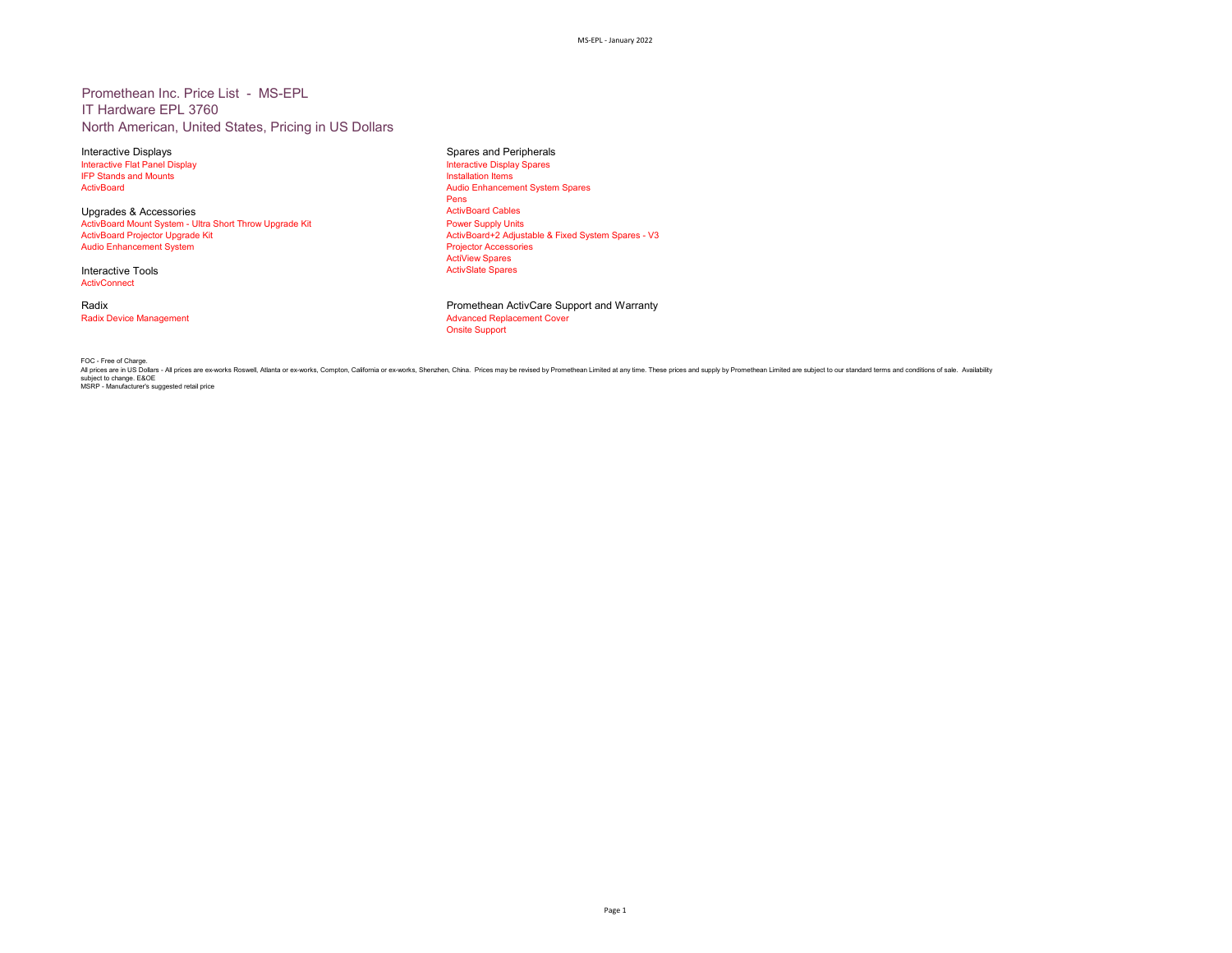# Promethean Inc. Price List - MS-EPL
## IT Hardware EPL 3760
## North American, United States, Pricing in US Dollars

### Interactive Displays
- Interactive Flat Panel Display
- IFP Stands and Mounts
- ActivBoard

### Upgrades & Accessories
- ActivBoard Mount System - Ultra Short Throw Upgrade Kit
- ActivBoard Projector Upgrade Kit
- Audio Enhancement System

### Interactive Tools
- ActivConnect

### Radix
- Radix Device Management

### Spares and Peripherals
- Interactive Display Spares
- Installation Items
- Audio Enhancement System Spares
- Pens
- ActivBoard Cables
- Power Supply Units
- ActivBoard+2 Adjustable & Fixed System Spares - V3
- Projector Accessories
- ActiView Spares
- ActivSlate Spares

### Promethean ActivCare Support and Warranty
- Advanced Replacement Cover
- Onsite Support

FOC - Free of Charge.
All prices are in US Dollars - All prices are ex-works Roswell, Atlanta or ex-works, Compton, California or ex-works, Shenzhen, China. Prices may be revised by Promethean Limited at any time. These prices and supply by Promethean Limited are subject to our standard terms and conditions of sale. Availability subject to change. E&OE
MSRP - Manufacturer's suggested retail price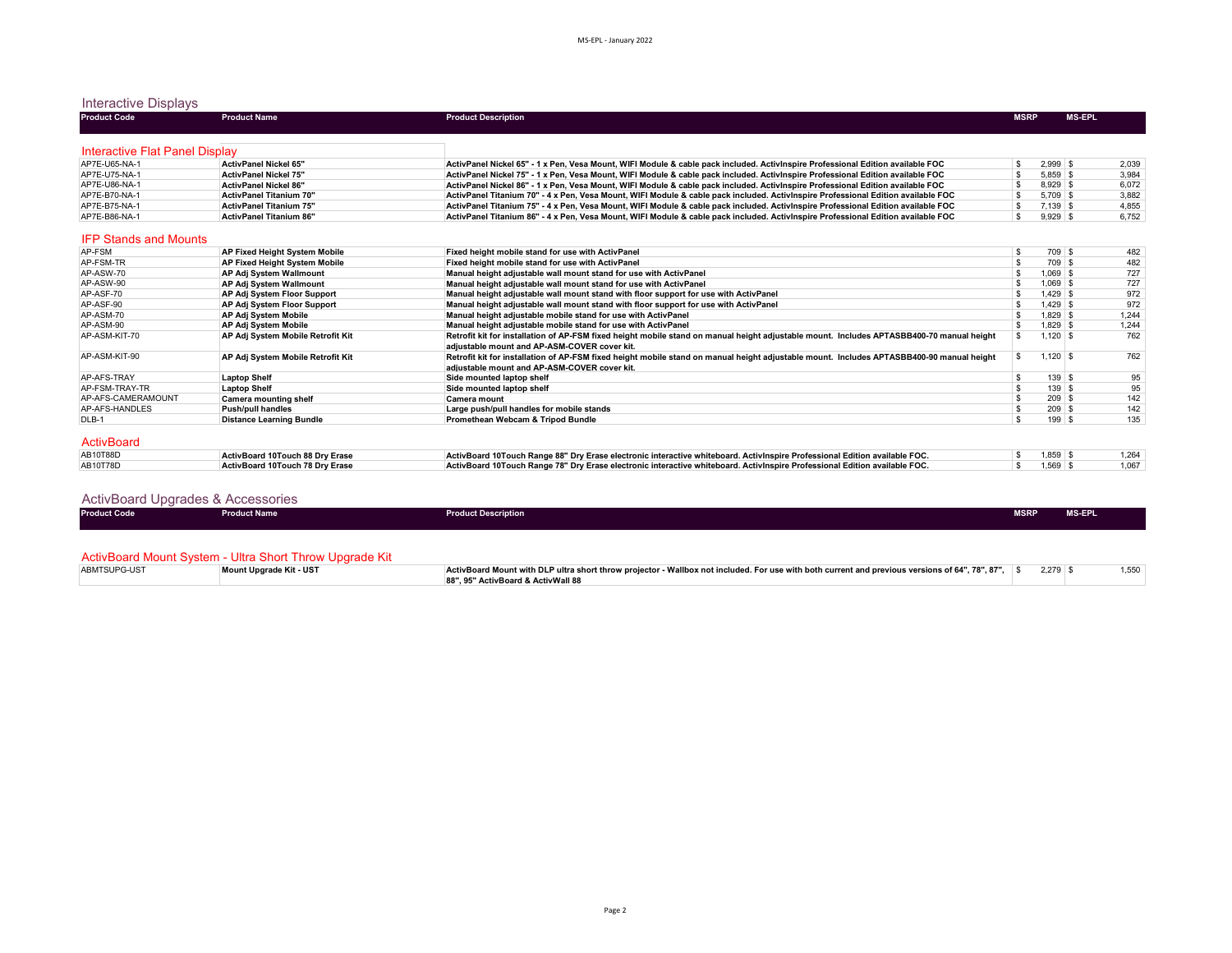## Interactive Displays

| Product Code | Product Name | Product Description | MSRP | MS-EPL |
|---|---|---|---|---|
| **Interactive Flat Panel Display** | | | | |
| AP7E-U65-NA-1 | **ActivPanel Nickel 65"** | **ActivPanel Nickel 65" - 1 x Pen, Vesa Mount, WIFI Module & cable pack included. ActivInspire Professional Edition available FOC** | $ 2,999 | $ 2,039 |
| AP7E-U75-NA-1 | **ActivPanel Nickel 75"** | **ActivPanel Nickel 75" - 1 x Pen, Vesa Mount, WIFI Module & cable pack included. ActivInspire Professional Edition available FOC** | $ 5,859 | $ 3,984 |
| AP7E-U86-NA-1 | **ActivPanel Nickel 86"** | **ActivPanel Nickel 86" - 1 x Pen, Vesa Mount, WIFI Module & cable pack included. ActivInspire Professional Edition available FOC** | $ 8,929 | $ 6,072 |
| AP7E-B70-NA-1 | **ActivPanel Titanium 70"** | **ActivPanel Titanium 70" - 4 x Pen, Vesa Mount, WIFI Module & cable pack included. ActivInspire Professional Edition available FOC** | $ 5,709 | $ 3,882 |
| AP7E-B75-NA-1 | **ActivPanel Titanium 75"** | **ActivPanel Titanium 75" - 4 x Pen, Vesa Mount, WIFI Module & cable pack included. ActivInspire Professional Edition available FOC** | $ 7,139 | $ 4,855 |
| AP7E-B86-NA-1 | **ActivPanel Titanium 86"** | **ActivPanel Titanium 86" - 4 x Pen, Vesa Mount, WIFI Module & cable pack included. ActivInspire Professional Edition available FOC** | $ 9,929 | $ 6,752 |
| **IFP Stands and Mounts** | | | | |
| AP-FSM | **AP Fixed Height System Mobile** | **Fixed height mobile stand for use with ActivPanel** | $ 709 | $ 482 |
| AP-FSM-TR | **AP Fixed Height System Mobile** | **Fixed height mobile stand for use with ActivPanel** | $ 709 | $ 482 |
| AP-ASW-70 | **AP Adj System Wallmount** | **Manual height adjustable wall mount stand for use with ActivPanel** | $ 1,069 | $ 727 |
| AP-ASW-90 | **AP Adj System Wallmount** | **Manual height adjustable wall mount stand for use with ActivPanel** | $ 1,069 | $ 727 |
| AP-ASF-70 | **AP Adj System Floor Support** | **Manual height adjustable wall mount stand with floor support for use with ActivPanel** | $ 1,429 | $ 972 |
| AP-ASF-90 | **AP Adj System Floor Support** | **Manual height adjustable wall mount stand with floor support for use with ActivPanel** | $ 1,429 | $ 972 |
| AP-ASM-70 | **AP Adj System Mobile** | **Manual height adjustable mobile stand for use with ActivPanel** | $ 1,829 | $ 1,244 |
| AP-ASM-90 | **AP Adj System Mobile** | **Manual height adjustable mobile stand for use with ActivPanel** | $ 1,829 | $ 1,244 |
| AP-ASM-KIT-70 | **AP Adj System Mobile Retrofit Kit** | **Retrofit kit for installation of AP-FSM fixed height mobile stand on manual height adjustable mount. Includes APTASBB400-70 manual height adjustable mount and AP-ASM-COVER cover kit.** | $ 1,120 | $ 762 |
| AP-ASM-KIT-90 | **AP Adj System Mobile Retrofit Kit** | **Retrofit kit for installation of AP-FSM fixed height mobile stand on manual height adjustable mount. Includes APTASBB400-90 manual height adjustable mount and AP-ASM-COVER cover kit.** | $ 1,120 | $ 762 |
| AP-AFS-TRAY | **Laptop Shelf** | **Side mounted laptop shelf** | $ 139 | $ 95 |
| AP-FSM-TRAY-TR | **Laptop Shelf** | **Side mounted laptop shelf** | $ 139 | $ 95 |
| AP-AFS-CAMERAMOUNT | **Camera mounting shelf** | **Camera mount** | $ 209 | $ 142 |
| AP-AFS-HANDLES | **Push/pull handles** | **Large push/pull handles for mobile stands** | $ 209 | $ 142 |
| DLB-1 | **Distance Learning Bundle** | **Promethean Webcam & Tripod Bundle** | $ 199 | $ 135 |
| **ActivBoard** | | | | |
| AB10T88D | **ActivBoard 10Touch 88 Dry Erase** | **ActivBoard 10Touch Range 88" Dry Erase electronic interactive whiteboard. ActivInspire Professional Edition available FOC.** | $ 1,859 | $ 1,264 |
| AB10T78D | **ActivBoard 10Touch 78 Dry Erase** | **ActivBoard 10Touch Range 78" Dry Erase electronic interactive whiteboard. ActivInspire Professional Edition available FOC.** | $ 1,569 | $ 1,067 |

## ActivBoard Upgrades & Accessories

| Product Code | Product Name | Product Description | MSRP | MS-EPL |
|---|---|---|---|---|
| **ActivBoard Mount System - Ultra Short Throw Upgrade Kit** | | | | |
| ABMTSUPG-UST | **Mount Upgrade Kit - UST** | **ActivBoard Mount with DLP ultra short throw projector - Wallbox not included. For use with both current and previous versions of 64", 78", 87", 88", 95" ActivBoard & ActivWall 88** | $ 2,279 | $ 1,550 |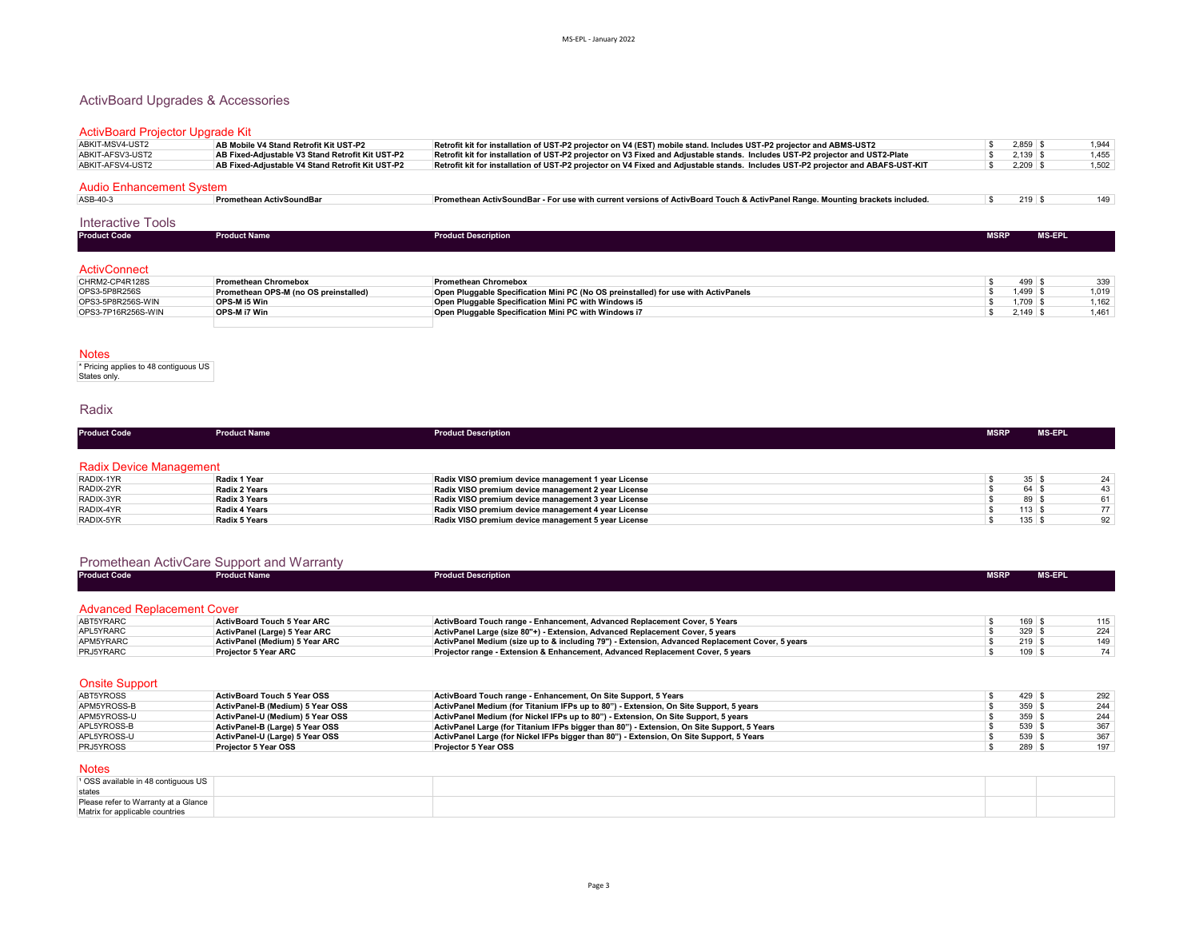# ActivBoard Upgrades & Accessories

## ActivBoard Projector Upgrade Kit

| Product Code | Product Name | Product Description | MSRP | MS-EPL |
|---|---|---|---|---|
| ABKIT-MSV4-UST2 | **AB Mobile V4 Stand Retrofit Kit UST-P2** | **Retrofit kit for installation of UST-P2 projector on V4 (EST) mobile stand. Includes UST-P2 projector and ABMS-UST2** | $ 2,859 | $ 1,944 |
| ABKIT-AFSV3-UST2 | **AB Fixed-Adjustable V3 Stand Retrofit Kit UST-P2** | **Retrofit kit for installation of UST-P2 projector on V3 Fixed and Adjustable stands. Includes UST-P2 projector and UST2-Plate** | $ 2,139 | $ 1,455 |
| ABKIT-AFSV4-UST2 | **AB Fixed-Adjustable V4 Stand Retrofit Kit UST-P2** | **Retrofit kit for installation of UST-P2 projector on V4 Fixed and Adjustable stands. Includes UST-P2 projector and ABAFS-UST-KIT** | $ 2,209 | $ 1,502 |

## Audio Enhancement System

| Product Code | Product Name | Product Description | MSRP | MS-EPL |
|---|---|---|---|---|
| ASB-40-3 | **Promethean ActivSoundBar** | **Promethean ActivSoundBar - For use with current versions of ActivBoard Touch & ActivPanel Range. Mounting brackets included.** | $ 219 | $ 149 |

# Interactive Tools

## ActivConnect

| Product Code | Product Name | Product Description | MSRP | MS-EPL |
|---|---|---|---|---|
| CHRM2-CP4R128S | **Promethean Chromebox** | **Promethean Chromebox** | $ 499 | $ 339 |
| OPS3-5P8R256S | **Promethean OPS-M (no OS preinstalled)** | **Open Pluggable Specification Mini PC (No OS preinstalled) for use with ActivPanels** | $ 1,499 | $ 1,019 |
| OPS3-5P8R256S-WIN | **OPS-M i5 Win** | **Open Pluggable Specification Mini PC with Windows i5** | $ 1,709 | $ 1,162 |
| OPS3-7P16R256S-WIN | **OPS-M i7 Win** | **Open Pluggable Specification Mini PC with Windows i7** | $ 2,149 | $ 1,461 |

## Notes

* Pricing applies to 48 contiguous US States only.

# Radix

## Radix Device Management

| Product Code | Product Name | Product Description | MSRP | MS-EPL |
|---|---|---|---|---|
| RADIX-1YR | **Radix 1 Year** | **Radix VISO premium device management 1 year License** | $ 35 | $ 24 |
| RADIX-2YR | **Radix 2 Years** | **Radix VISO premium device management 2 year License** | $ 64 | $ 43 |
| RADIX-3YR | **Radix 3 Years** | **Radix VISO premium device management 3 year License** | $ 89 | $ 61 |
| RADIX-4YR | **Radix 4 Years** | **Radix VISO premium device management 4 year License** | $ 113 | $ 77 |
| RADIX-5YR | **Radix 5 Years** | **Radix VISO premium device management 5 year License** | $ 135 | $ 92 |

# Promethean ActivCare Support and Warranty

## Advanced Replacement Cover

| Product Code | Product Name | Product Description | MSRP | MS-EPL |
|---|---|---|---|---|
| ABT5YRARC | **ActivBoard Touch 5 Year ARC** | **ActivBoard Touch range - Enhancement, Advanced Replacement Cover, 5 Years** | $ 169 | $ 115 |
| APL5YRARC | **ActivPanel (Large) 5 Year ARC** | **ActivPanel Large (size 80"+) - Extension, Advanced Replacement Cover, 5 years** | $ 329 | $ 224 |
| APM5YRARC | **ActivPanel (Medium) 5 Year ARC** | **ActivPanel Medium (size up to & including 79") - Extension, Advanced Replacement Cover, 5 years** | $ 219 | $ 149 |
| PRJ5YRARC | **Projector 5 Year ARC** | **Projector range - Extension & Enhancement, Advanced Replacement Cover, 5 years** | $ 109 | $ 74 |

## Onsite Support

| Product Code | Product Name | Product Description | MSRP | MS-EPL |
|---|---|---|---|---|
| ABT5YROSS | **ActivBoard Touch 5 Year OSS** | **ActivBoard Touch range - Enhancement, On Site Support, 5 Years** | $ 429 | $ 292 |
| APM5YROSS-B | **ActivPanel-B (Medium) 5 Year OSS** | **ActivPanel Medium (for Titanium IFPs up to 80") - Extension, On Site Support, 5 years** | $ 359 | $ 244 |
| APM5YROSS-U | **ActivPanel-U (Medium) 5 Year OSS** | **ActivPanel Medium (for Nickel IFPs up to 80") - Extension, On Site Support, 5 years** | $ 359 | $ 244 |
| APL5YROSS-B | **ActivPanel-B (Large) 5 Year OSS** | **ActivPanel Large (for Titanium IFPs bigger than 80") - Extension, On Site Support, 5 Years** | $ 539 | $ 367 |
| APL5YROSS-U | **ActivPanel-U (Large) 5 Year OSS** | **ActivPanel Large (for Nickel IFPs bigger than 80") - Extension, On Site Support, 5 Years** | $ 539 | $ 367 |
| PRJ5YROSS | **Projector 5 Year OSS** | **Projector 5 Year OSS** | $ 289 | $ 197 |

## Notes

[1] OSS available in 48 contiguous US states

Please refer to Warranty at a Glance Matrix for applicable countries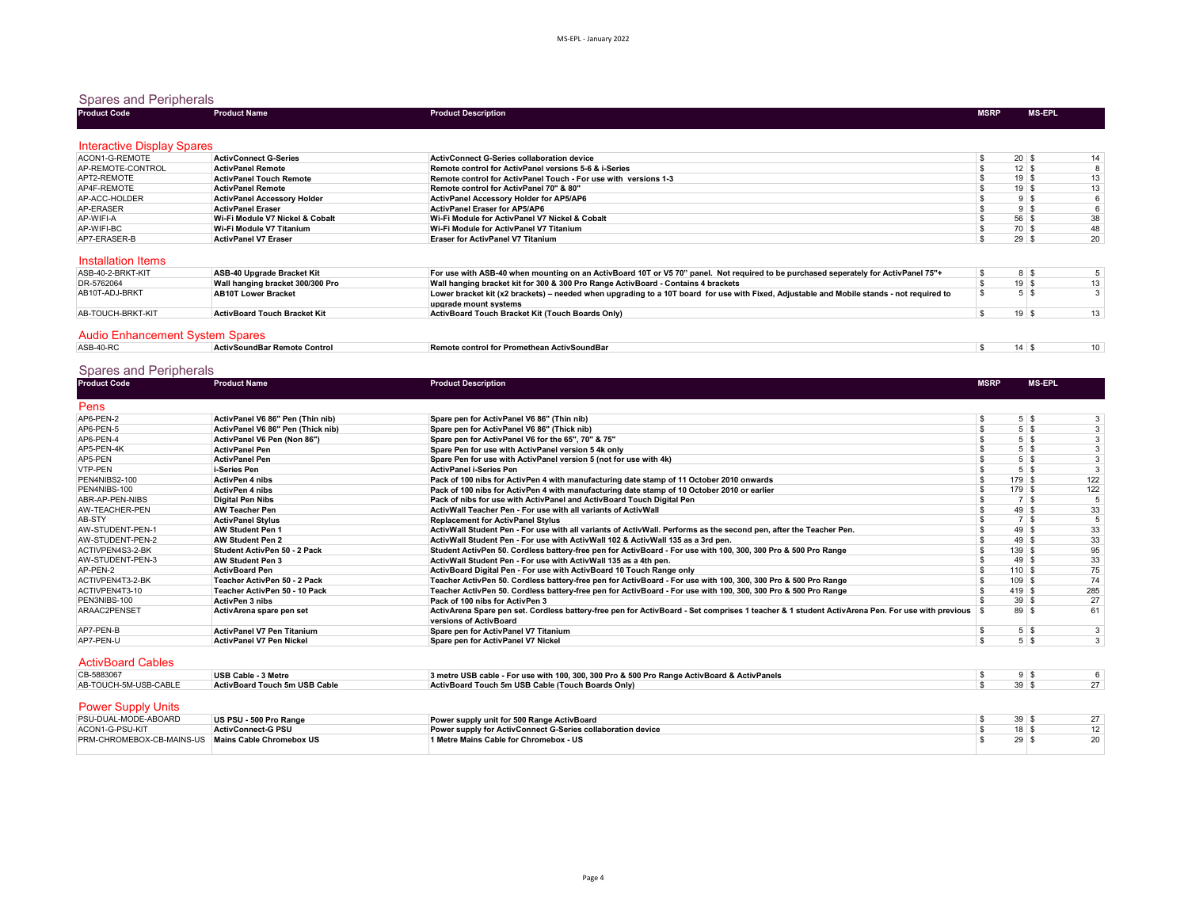## Spares and Peripherals

| Product Code | Product Name | Product Description | MSRP | MS-EPL |
|---|---|---|---|---|
| **Interactive Display Spares** | | | | |
| ACON1-G-REMOTE | **ActivConnect G-Series** | **ActivConnect G-Series collaboration device** | $ 20 | $ 14 |
| AP-REMOTE-CONTROL | **ActivPanel Remote** | **Remote control for ActivPanel versions 5-6 & i-Series** | $ 12 | $ 8 |
| APT2-REMOTE | **ActivPanel Touch Remote** | **Remote control for ActivPanel Touch - For use with versions 1-3** | $ 19 | $ 13 |
| AP4F-REMOTE | **ActivPanel Remote** | **Remote control for ActivPanel 70" & 80"** | $ 19 | $ 13 |
| AP-ACC-HOLDER | **ActivPanel Accessory Holder** | **ActivPanel Accessory Holder for AP5/AP6** | $ 9 | $ 6 |
| AP-ERASER | **ActivPanel Eraser** | **ActivPanel Eraser for AP5/AP6** | $ 9 | $ 6 |
| AP-WIFI-A | **Wi-Fi Module V7 Nickel & Cobalt** | **Wi-Fi Module for ActivPanel V7 Nickel & Cobalt** | $ 56 | $ 38 |
| AP-WIFI-BC | **Wi-Fi Module V7 Titanium** | **Wi-Fi Module for ActivPanel V7 Titanium** | $ 70 | $ 48 |
| AP7-ERASER-B | **ActivPanel V7 Eraser** | **Eraser for ActivPanel V7 Titanium** | $ 29 | $ 20 |
| **Installation Items** | | | | |
| ASB-40-2-BRKT-KIT | **ASB-40 Upgrade Bracket Kit** | **For use with ASB-40 when mounting on an ActivBoard 10T or V5 70" panel. Not required to be purchased seperately for ActivPanel 75"+** | $ 8 | $ 5 |
| DR-5762064 | **Wall hanging bracket 300/300 Pro** | **Wall hanging bracket kit for 300 & 300 Pro Range ActivBoard - Contains 4 brackets** | $ 19 | $ 13 |
| AB10T-ADJ-BRKT | **AB10T Lower Bracket** | **Lower bracket kit (x2 brackets) – needed when upgrading to a 10T board for use with Fixed, Adjustable and Mobile stands - not required to upgrade mount systems** | $ 5 | $ 3 |
| AB-TOUCH-BRKT-KIT | **ActivBoard Touch Bracket Kit** | **ActivBoard Touch Bracket Kit (Touch Boards Only)** | $ 19 | $ 13 |
| **Audio Enhancement System Spares** | | | | |
| ASB-40-RC | **ActivSoundBar Remote Control** | **Remote control for Promethean ActivSoundBar** | $ 14 | $ 10 |

## Spares and Peripherals

| Product Code | Product Name | Product Description | MSRP | MS-EPL |
|---|---|---|---|---|
| **Pens** | | | | |
| AP6-PEN-2 | **ActivPanel V6 86" Pen (Thin nib)** | **Spare pen for ActivPanel V6 86" (Thin nib)** | $ 5 | $ 3 |
| AP6-PEN-5 | **ActivPanel V6 86" Pen (Thick nib)** | **Spare pen for ActivPanel V6 86" (Thick nib)** | $ 5 | $ 3 |
| AP6-PEN-4 | **ActivPanel V6 Pen (Non 86")** | **Spare pen for ActivPanel V6 for the 65", 70" & 75"** | $ 5 | $ 3 |
| AP5-PEN-4K | **ActivPanel Pen** | **Spare Pen for use with ActivPanel version 5 4k only** | $ 5 | $ 3 |
| AP5-PEN | **ActivPanel Pen** | **Spare Pen for use with ActivPanel version 5 (not for use with 4k)** | $ 5 | $ 3 |
| VTP-PEN | **i-Series Pen** | **ActivPanel i-Series Pen** | $ 5 | $ 3 |
| PEN4NIBS2-100 | **ActivPen 4 nibs** | **Pack of 100 nibs for ActivPen 4 with manufacturing date stamp of 11 October 2010 onwards** | $ 179 | $ 122 |
| PEN4NIBS-100 | **ActivPen 4 nibs** | **Pack of 100 nibs for ActivPen 4 with manufacturing date stamp of 10 October 2010 or earlier** | $ 179 | $ 122 |
| ABR-AP-PEN-NIBS | **Digital Pen Nibs** | **Pack of nibs for use with ActivPanel and ActivBoard Touch Digital Pen** | $ 7 | $ 5 |
| AW-TEACHER-PEN | **AW Teacher Pen** | **ActivWall Teacher Pen - For use with all variants of ActivWall** | $ 49 | $ 33 |
| AB-STY | **ActivPanel Stylus** | **Replacement for ActivPanel Stylus** | $ 7 | $ 5 |
| AW-STUDENT-PEN-1 | **AW Student Pen 1** | **ActivWall Student Pen - For use with all variants of ActivWall. Performs as the second pen, after the Teacher Pen.** | $ 49 | $ 33 |
| AW-STUDENT-PEN-2 | **AW Student Pen 2** | **ActivWall Student Pen - For use with ActivWall 102 & ActivWall 135 as a 3rd pen.** | $ 49 | $ 33 |
| ACTIVPEN4S3-2-BK | **Student ActivPen 50 - 2 Pack** | **Student ActivPen 50. Cordless battery-free pen for ActivBoard - For use with 100, 300, 300 Pro & 500 Pro Range** | $ 139 | $ 95 |
| AW-STUDENT-PEN-3 | **AW Student Pen 3** | **ActivWall Student Pen - For use with ActivWall 135 as a 4th pen.** | $ 49 | $ 33 |
| AP-PEN-2 | **ActivBoard Pen** | **ActivBoard Digital Pen - For use with ActivBoard 10 Touch Range only** | $ 110 | $ 75 |
| ACTIVPEN4T3-2-BK | **Teacher ActivPen 50 - 2 Pack** | **Teacher ActivPen 50. Cordless battery-free pen for ActivBoard - For use with 100, 300, 300 Pro & 500 Pro Range** | $ 109 | $ 74 |
| ACTIVPEN4T3-10 | **Teacher ActivPen 50 - 10 Pack** | **Teacher ActivPen 50. Cordless battery-free pen for ActivBoard - For use with 100, 300, 300 Pro & 500 Pro Range** | $ 419 | $ 285 |
| PEN3NIBS-100 | **ActivPen 3 nibs** | **Pack of 100 nibs for ActivPen 3** | $ 39 | $ 27 |
| ARAAC2PENSET | **ActivArena spare pen set** | **ActivArena Spare pen set. Cordless battery-free pen for ActivBoard - Set comprises 1 teacher & 1 student ActivArena Pen. For use with previous versions of ActivBoard** | $ 89 | $ 61 |
| AP7-PEN-B | **ActivPanel V7 Pen Titanium** | **Spare pen for ActivPanel V7 Titanium** | $ 5 | $ 3 |
| AP7-PEN-U | **ActivPanel V7 Pen Nickel** | **Spare pen for ActivPanel V7 Nickel** | $ 5 | $ 3 |
| **ActivBoard Cables** | | | | |
| CB-5883067 | **USB Cable - 3 Metre** | **3 metre USB cable - For use with 100, 300, 300 Pro & 500 Pro Range ActivBoard & ActivPanels** | $ 9 | $ 6 |
| AB-TOUCH-5M-USB-CABLE | **ActivBoard Touch 5m USB Cable** | **ActivBoard Touch 5m USB Cable (Touch Boards Only)** | $ 39 | $ 27 |
| **Power Supply Units** | | | | |
| PSU-DUAL-MODE-ABOARD | **US PSU - 500 Pro Range** | **Power supply unit for 500 Range ActivBoard** | $ 39 | $ 27 |
| ACON1-G-PSU-KIT | **ActivConnect-G PSU** | **Power supply for ActivConnect G-Series collaboration device** | $ 18 | $ 12 |
| PRM-CHROMEBOX-CB-MAINS-US | **Mains Cable Chromebox US** | **1 Metre Mains Cable for Chromebox - US** | $ 29 | $ 20 |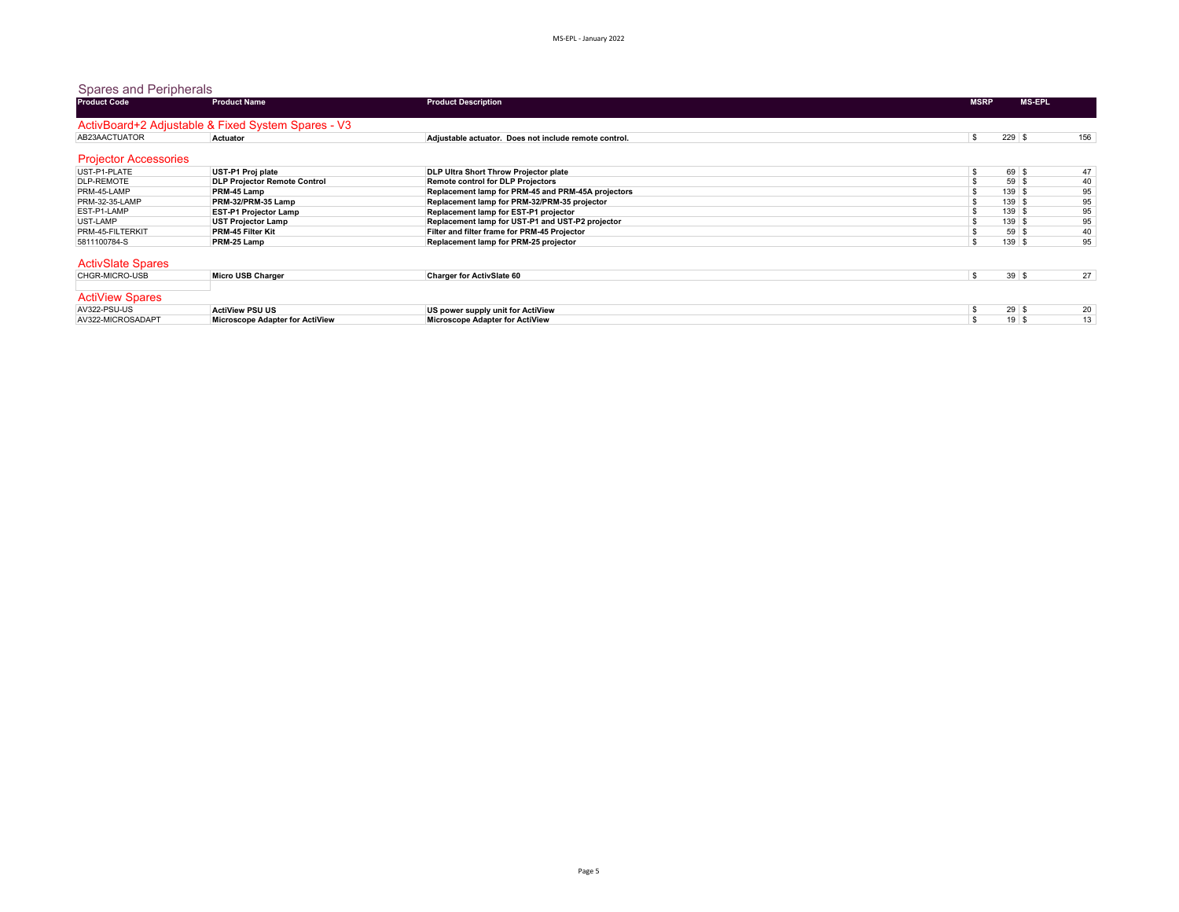## Spares and Peripherals

| Product Code | Product Name | Product Description | MSRP | MS-EPL |
|---|---|---|---|---|
| **ActivBoard+2 Adjustable & Fixed System Spares - V3** | | | | |
| AB23AACTUATOR | **Actuator** | **Adjustable actuator. Does not include remote control.** | $ 229 | $ 156 |
| **Projector Accessories** | | | | |
| UST-P1-PLATE | **UST-P1 Proj plate** | **DLP Ultra Short Throw Projector plate** | $ 69 | $ 47 |
| DLP-REMOTE | **DLP Projector Remote Control** | **Remote control for DLP Projectors** | $ 59 | $ 40 |
| PRM-45-LAMP | **PRM-45 Lamp** | **Replacement lamp for PRM-45 and PRM-45A projectors** | $ 139 | $ 95 |
| PRM-32-35-LAMP | **PRM-32/PRM-35 Lamp** | **Replacement lamp for PRM-32/PRM-35 projector** | $ 139 | $ 95 |
| EST-P1-LAMP | **EST-P1 Projector Lamp** | **Replacement lamp for EST-P1 projector** | $ 139 | $ 95 |
| UST-LAMP | **UST Projector Lamp** | **Replacement lamp for UST-P1 and UST-P2 projector** | $ 139 | $ 95 |
| PRM-45-FILTERKIT | **PRM-45 Filter Kit** | **Filter and filter frame for PRM-45 Projector** | $ 59 | $ 40 |
| 5811100784-S | **PRM-25 Lamp** | **Replacement lamp for PRM-25 projector** | $ 139 | $ 95 |
| **ActivSlate Spares** | | | | |
| CHGR-MICRO-USB | **Micro USB Charger** | **Charger for ActivSlate 60** | $ 39 | $ 27 |
| **ActiView Spares** | | | | |
| AV322-PSU-US | **ActiView PSU US** | **US power supply unit for ActiView** | $ 29 | $ 20 |
| AV322-MICROSADAPT | **Microscope Adapter for ActiView** | **Microscope Adapter for ActiView** | $ 19 | $ 13 |